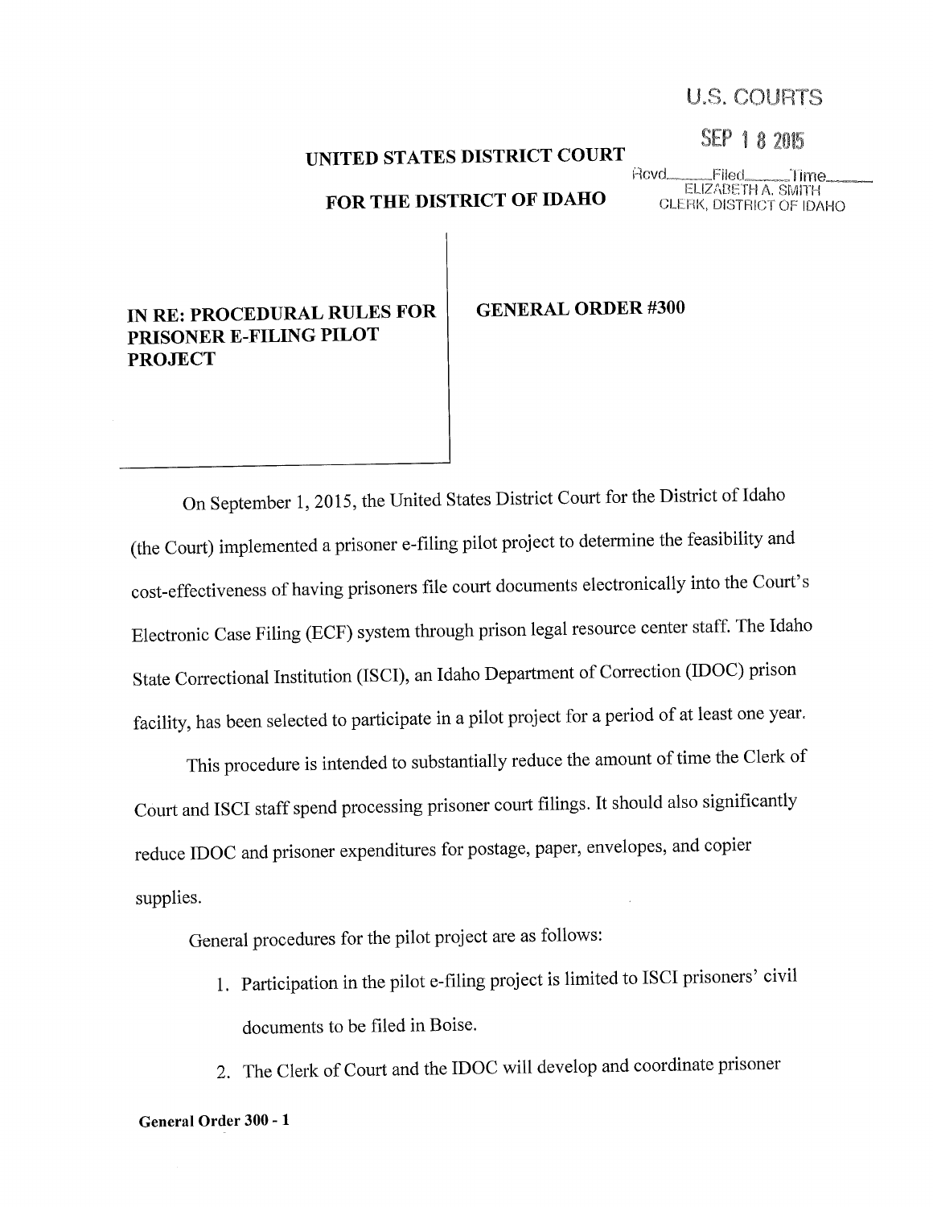U.S. COURTS

SEP 18 2015

Rcvd\_\_\_\_\_ Filed\_\_\_\_\_ Time\_\_\_\_\_
ELIZABETH A. SMITH
CLERK, DISTRICT OF IDAHO

**UNITED STATES DISTRICT COURT**

**FOR THE DISTRICT OF IDAHO**

| | |
|---|---|
| **IN RE: PROCEDURAL RULES FOR PRISONER E-FILING PILOT PROJECT** | **GENERAL ORDER #300** |

On September 1, 2015, the United States District Court for the District of Idaho (the Court) implemented a prisoner e-filing pilot project to determine the feasibility and cost-effectiveness of having prisoners file court documents electronically into the Court's Electronic Case Filing (ECF) system through prison legal resource center staff. The Idaho State Correctional Institution (ISCI), an Idaho Department of Correction (IDOC) prison facility, has been selected to participate in a pilot project for a period of at least one year.

This procedure is intended to substantially reduce the amount of time the Clerk of Court and ISCI staff spend processing prisoner court filings. It should also significantly reduce IDOC and prisoner expenditures for postage, paper, envelopes, and copier supplies.

General procedures for the pilot project are as follows:

1. Participation in the pilot e-filing project is limited to ISCI prisoners' civil documents to be filed in Boise.
2. The Clerk of Court and the IDOC will develop and coordinate prisoner

**General Order 300 - 1**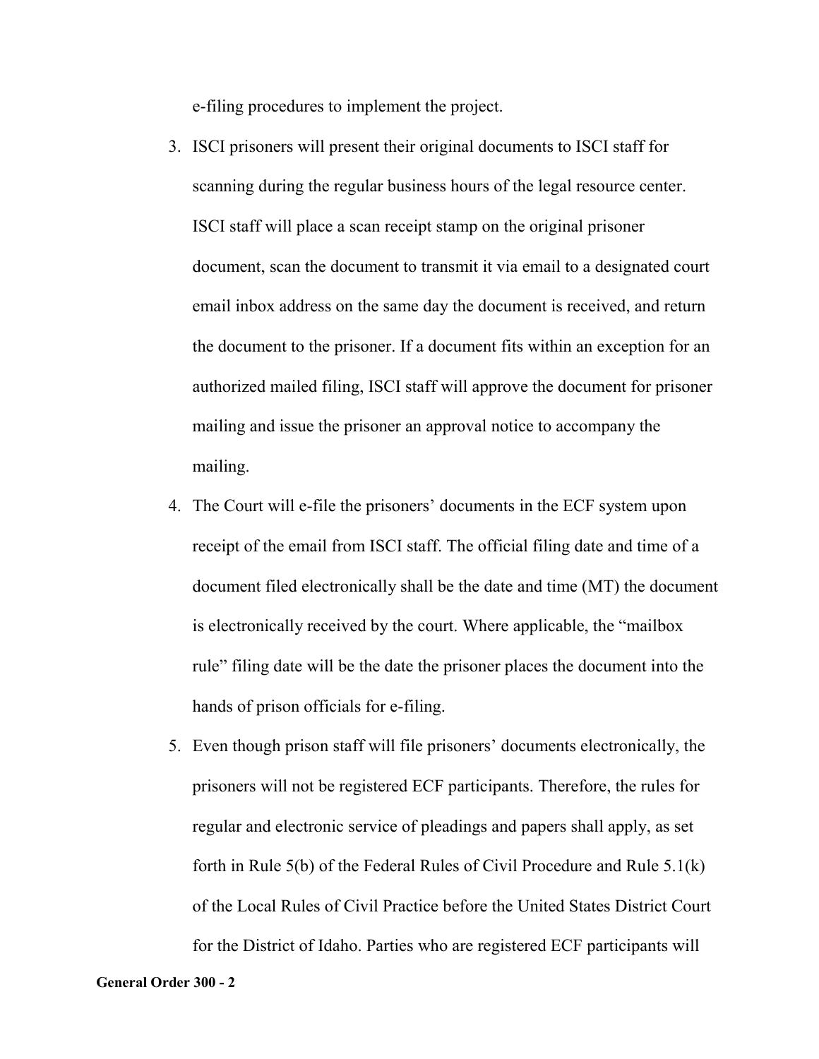e-filing procedures to implement the project.

3. ISCI prisoners will present their original documents to ISCI staff for scanning during the regular business hours of the legal resource center. ISCI staff will place a scan receipt stamp on the original prisoner document, scan the document to transmit it via email to a designated court email inbox address on the same day the document is received, and return the document to the prisoner. If a document fits within an exception for an authorized mailed filing, ISCI staff will approve the document for prisoner mailing and issue the prisoner an approval notice to accompany the mailing.
4. The Court will e-file the prisoners' documents in the ECF system upon receipt of the email from ISCI staff. The official filing date and time of a document filed electronically shall be the date and time (MT) the document is electronically received by the court. Where applicable, the "mailbox rule" filing date will be the date the prisoner places the document into the hands of prison officials for e-filing.
5. Even though prison staff will file prisoners' documents electronically, the prisoners will not be registered ECF participants. Therefore, the rules for regular and electronic service of pleadings and papers shall apply, as set forth in Rule 5(b) of the Federal Rules of Civil Procedure and Rule 5.1(k) of the Local Rules of Civil Practice before the United States District Court for the District of Idaho. Parties who are registered ECF participants will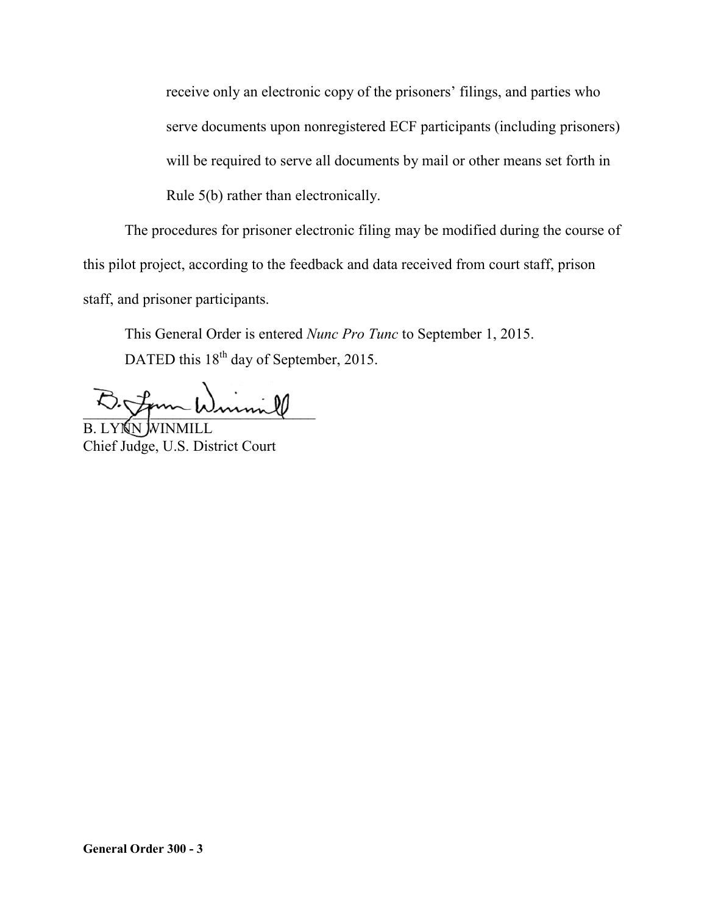receive only an electronic copy of the prisoners' filings, and parties who serve documents upon nonregistered ECF participants (including prisoners) will be required to serve all documents by mail or other means set forth in Rule 5(b) rather than electronically.

The procedures for prisoner electronic filing may be modified during the course of this pilot project, according to the feedback and data received from court staff, prison staff, and prisoner participants.

This General Order is entered *Nunc Pro Tunc* to September 1, 2015.

DATED this 18th day of September, 2015.

B. LYNN WINMILL
Chief Judge, U.S. District Court